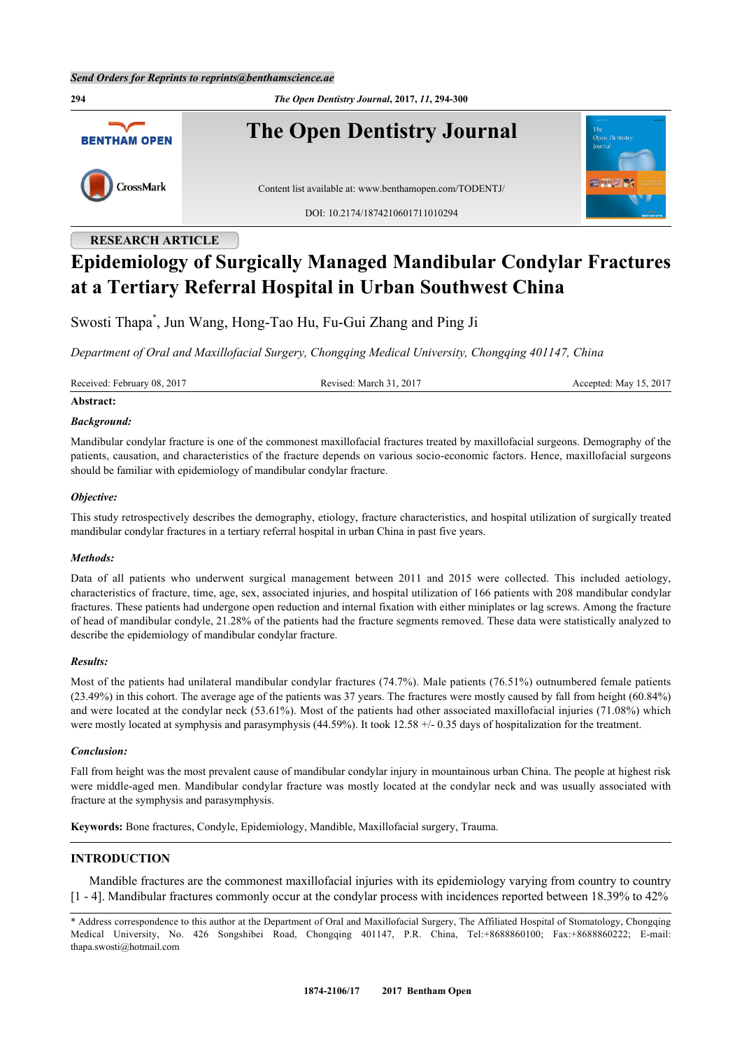Send Orders for Reprints to reprints@benthamscience.ae

# The Open Dentistry Journal

Content list available at: www.benthamopen.com/TODENTJ/

DOI: 10.2174/1874210601711010294

RESEARCH ARTICLE

# Epidemiology of Surgically Managed Mandibular Condylar Fractures at a Tertiary Referral Hospital in Urban Southwest China

Swosti Thapa*, Jun Wang, Hong-Tao Hu, Fu-Gui Zhang and Ping Ji

*Department of Oral and Maxillofacial Surgery, Chongqing Medical University, Chongqing 401147, China*

Received: February 08, 2017 | Revised: March 31, 2017 | Accepted: May 15, 2017

**Abstract:**

***Background:***

Mandibular condylar fracture is one of the commonest maxillofacial fractures treated by maxillofacial surgeons. Demography of the patients, causation, and characteristics of the fracture depends on various socio-economic factors. Hence, maxillofacial surgeons should be familiar with epidemiology of mandibular condylar fracture.

***Objective:***

This study retrospectively describes the demography, etiology, fracture characteristics, and hospital utilization of surgically treated mandibular condylar fractures in a tertiary referral hospital in urban China in past five years.

***Methods:***

Data of all patients who underwent surgical management between 2011 and 2015 were collected. This included aetiology, characteristics of fracture, time, age, sex, associated injuries, and hospital utilization of 166 patients with 208 mandibular condylar fractures. These patients had undergone open reduction and internal fixation with either miniplates or lag screws. Among the fracture of head of mandibular condyle, 21.28% of the patients had the fracture segments removed. These data were statistically analyzed to describe the epidemiology of mandibular condylar fracture.

***Results:***

Most of the patients had unilateral mandibular condylar fractures (74.7%). Male patients (76.51%) outnumbered female patients (23.49%) in this cohort. The average age of the patients was 37 years. The fractures were mostly caused by fall from height (60.84%) and were located at the condylar neck (53.61%). Most of the patients had other associated maxillofacial injuries (71.08%) which were mostly located at symphysis and parasymphysis (44.59%). It took 12.58 +/- 0.35 days of hospitalization for the treatment.

***Conclusion:***

Fall from height was the most prevalent cause of mandibular condylar injury in mountainous urban China. The people at highest risk were middle-aged men. Mandibular condylar fracture was mostly located at the condylar neck and was usually associated with fracture at the symphysis and parasymphysis.

**Keywords:** Bone fractures, Condyle, Epidemiology, Mandible, Maxillofacial surgery, Trauma.

## INTRODUCTION

Mandible fractures are the commonest maxillofacial injuries with its epidemiology varying from country to country [1 - 4]. Mandibular fractures commonly occur at the condylar process with incidences reported between 18.39% to 42%

* Address correspondence to this author at the Department of Oral and Maxillofacial Surgery, The Affiliated Hospital of Stomatology, Chongqing Medical University, No. 426 Songshibei Road, Chongqing 401147, P.R. China, Tel:+8688860100; Fax:+8688860222; E-mail: thapa.swosti@hotmail.com

1874-2106/17 2017 Bentham Open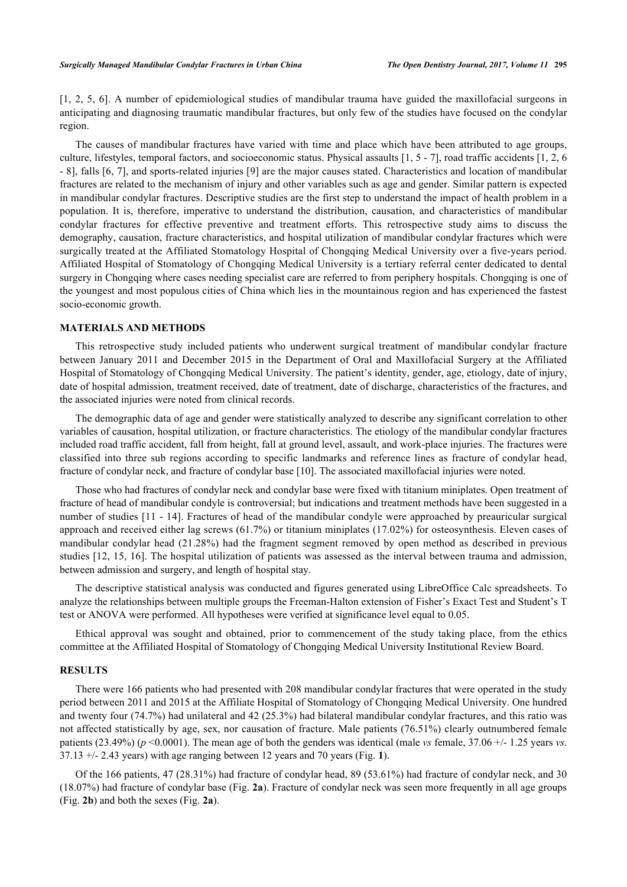[1, 2, 5, 6]. A number of epidemiological studies of mandibular trauma have guided the maxillofacial surgeons in anticipating and diagnosing traumatic mandibular fractures, but only few of the studies have focused on the condylar region.

The causes of mandibular fractures have varied with time and place which have been attributed to age groups, culture, lifestyles, temporal factors, and socioeconomic status. Physical assaults [1, 5 - 7], road traffic accidents [1, 2, 6 - 8], falls [6, 7], and sports-related injuries [9] are the major causes stated. Characteristics and location of mandibular fractures are related to the mechanism of injury and other variables such as age and gender. Similar pattern is expected in mandibular condylar fractures. Descriptive studies are the first step to understand the impact of health problem in a population. It is, therefore, imperative to understand the distribution, causation, and characteristics of mandibular condylar fractures for effective preventive and treatment efforts. This retrospective study aims to discuss the demography, causation, fracture characteristics, and hospital utilization of mandibular condylar fractures which were surgically treated at the Affiliated Stomatology Hospital of Chongqing Medical University over a five-years period. Affiliated Hospital of Stomatology of Chongqing Medical University is a tertiary referral center dedicated to dental surgery in Chongqing where cases needing specialist care are referred to from periphery hospitals. Chongqing is one of the youngest and most populous cities of China which lies in the mountainous region and has experienced the fastest socio-economic growth.

## MATERIALS AND METHODS

This retrospective study included patients who underwent surgical treatment of mandibular condylar fracture between January 2011 and December 2015 in the Department of Oral and Maxillofacial Surgery at the Affiliated Hospital of Stomatology of Chongqing Medical University. The patient's identity, gender, age, etiology, date of injury, date of hospital admission, treatment received, date of treatment, date of discharge, characteristics of the fractures, and the associated injuries were noted from clinical records.

The demographic data of age and gender were statistically analyzed to describe any significant correlation to other variables of causation, hospital utilization, or fracture characteristics. The etiology of the mandibular condylar fractures included road traffic accident, fall from height, fall at ground level, assault, and work-place injuries. The fractures were classified into three sub regions according to specific landmarks and reference lines as fracture of condylar head, fracture of condylar neck, and fracture of condylar base [10]. The associated maxillofacial injuries were noted.

Those who had fractures of condylar neck and condylar base were fixed with titanium miniplates. Open treatment of fracture of head of mandibular condyle is controversial; but indications and treatment methods have been suggested in a number of studies [11 - 14]. Fractures of head of the mandibular condyle were approached by preauricular surgical approach and received either lag screws (61.7%) or titanium miniplates (17.02%) for osteosynthesis. Eleven cases of mandibular condylar head (21.28%) had the fragment segment removed by open method as described in previous studies [12, 15, 16]. The hospital utilization of patients was assessed as the interval between trauma and admission, between admission and surgery, and length of hospital stay.

The descriptive statistical analysis was conducted and figures generated using LibreOffice Calc spreadsheets. To analyze the relationships between multiple groups the Freeman-Halton extension of Fisher's Exact Test and Student's T test or ANOVA were performed. All hypotheses were verified at significance level equal to 0.05.

Ethical approval was sought and obtained, prior to commencement of the study taking place, from the ethics committee at the Affiliated Hospital of Stomatology of Chongqing Medical University Institutional Review Board.

## RESULTS

There were 166 patients who had presented with 208 mandibular condylar fractures that were operated in the study period between 2011 and 2015 at the Affiliate Hospital of Stomatology of Chongqing Medical University. One hundred and twenty four (74.7%) had unilateral and 42 (25.3%) had bilateral mandibular condylar fractures, and this ratio was not affected statistically by age, sex, nor causation of fracture. Male patients (76.51%) clearly outnumbered female patients (23.49%) ($p$ <0.0001). The mean age of both the genders was identical (male *vs* female, 37.06 +/- 1.25 years *vs*. 37.13 +/- 2.43 years) with age ranging between 12 years and 70 years (Fig. **1**).

Of the 166 patients, 47 (28.31%) had fracture of condylar head, 89 (53.61%) had fracture of condylar neck, and 30 (18.07%) had fracture of condylar base (Fig. **2a**). Fracture of condylar neck was seen more frequently in all age groups (Fig. **2b**) and both the sexes (Fig. **2a**).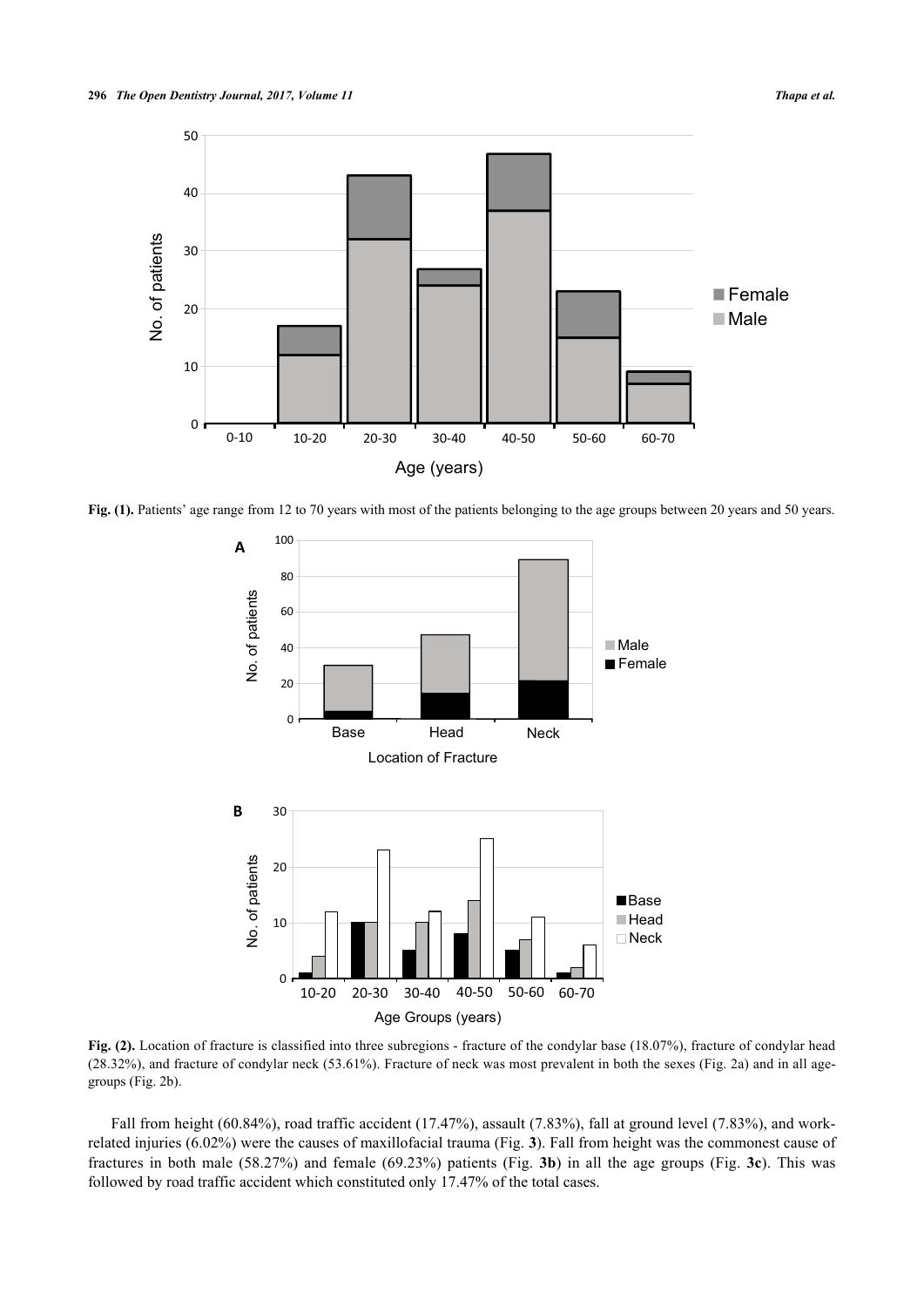**Fig. (1).** Patients' age range from 12 to 70 years with most of the patients belonging to the age groups between 20 years and 50 years.

**Fig. (2).** Location of fracture is classified into three subregions - fracture of the condylar base (18.07%), fracture of condylar head (28.32%), and fracture of condylar neck (53.61%). Fracture of neck was most prevalent in both the sexes (Fig. 2a) and in all age-groups (Fig. 2b).

Fall from height (60.84%), road traffic accident (17.47%), assault (7.83%), fall at ground level (7.83%), and work-related injuries (6.02%) were the causes of maxillofacial trauma (Fig. **3**). Fall from height was the commonest cause of fractures in both male (58.27%) and female (69.23%) patients (Fig. **3b**) in all the age groups (Fig. **3c**). This was followed by road traffic accident which constituted only 17.47% of the total cases.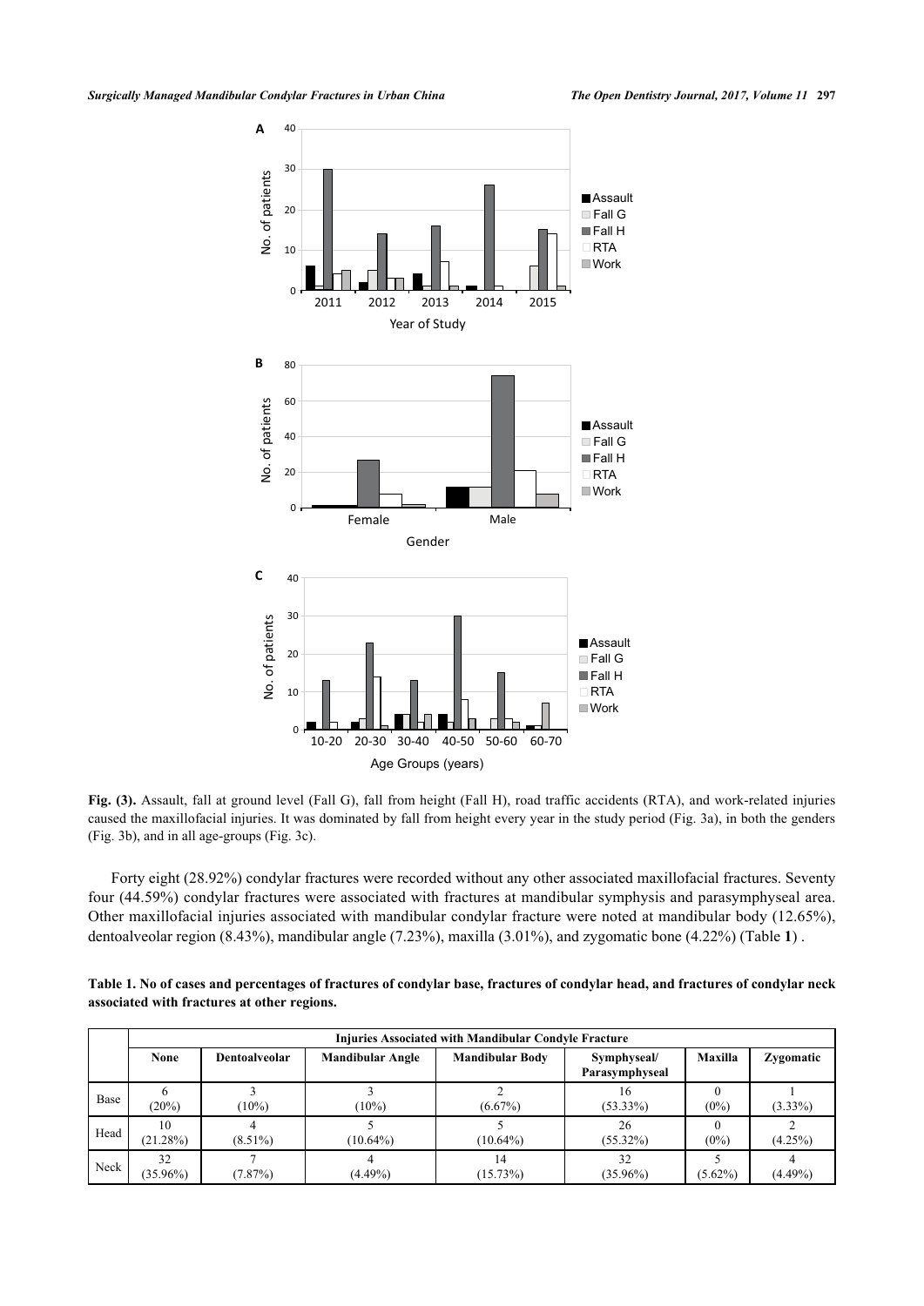**Fig. (3).** Assault, fall at ground level (Fall G), fall from height (Fall H), road traffic accidents (RTA), and work-related injuries caused the maxillofacial injuries. It was dominated by fall from height every year in the study period (Fig. 3a), in both the genders (Fig. 3b), and in all age-groups (Fig. 3c).

Forty eight (28.92%) condylar fractures were recorded without any other associated maxillofacial fractures. Seventy four (44.59%) condylar fractures were associated with fractures at mandibular symphysis and parasymphyseal area. Other maxillofacial injuries associated with mandibular condylar fracture were noted at mandibular body (12.65%), dentoalveolar region (8.43%), mandibular angle (7.23%), maxilla (3.01%), and zygomatic bone (4.22%) (Table **1**) .

**Table 1. No of cases and percentages of fractures of condylar base, fractures of condylar head, and fractures of condylar neck associated with fractures at other regions.**

| | Injuries Associated with Mandibular Condyle Fracture | | | | | | |
|---|---|---|---|---|---|---|---|
| | **None** | **Dentoalveolar** | **Mandibular Angle** | **Mandibular Body** | **Symphyseal/ Parasymphyseal** | **Maxilla** | **Zygomatic** |
| Base | 6 (20%) | 3 (10%) | 3 (10%) | 2 (6.67%) | 16 (53.33%) | 0 (0%) | 1 (3.33%) |
| Head | 10 (21.28%) | 4 (8.51%) | 5 (10.64%) | 5 (10.64%) | 26 (55.32%) | 0 (0%) | 2 (4.25%) |
| Neck | 32 (35.96%) | 7 (7.87%) | 4 (4.49%) | 14 (15.73%) | 32 (35.96%) | 5 (5.62%) | 4 (4.49%) |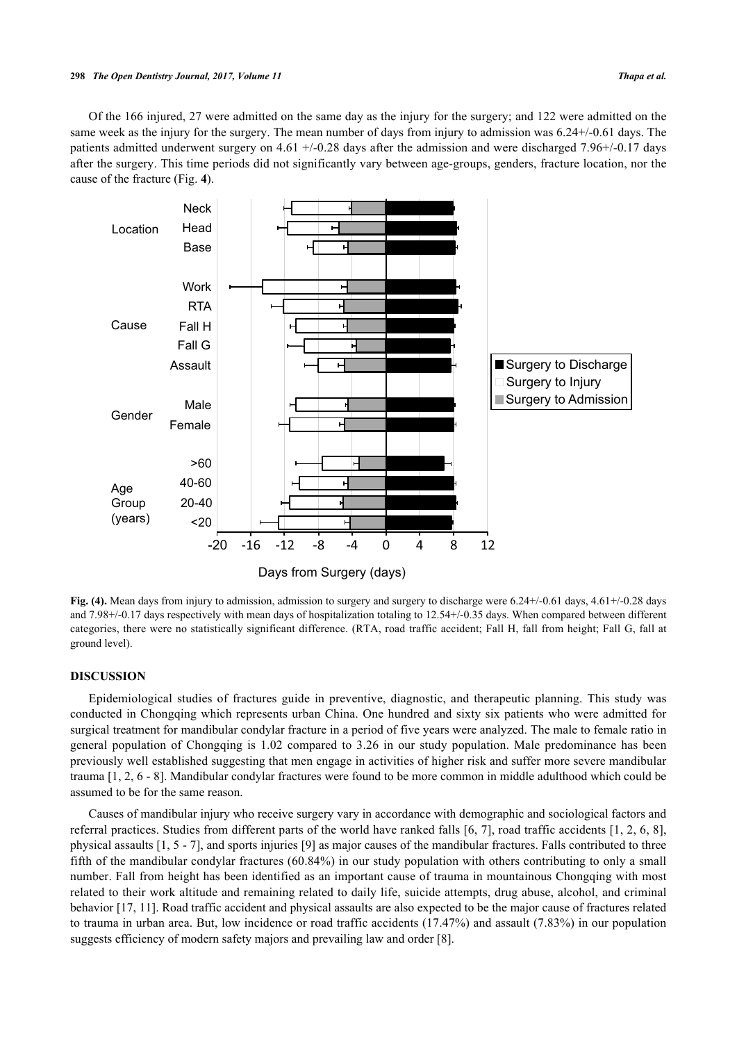Of the 166 injured, 27 were admitted on the same day as the injury for the surgery; and 122 were admitted on the same week as the injury for the surgery. The mean number of days from injury to admission was 6.24+/-0.61 days. The patients admitted underwent surgery on 4.61 +/-0.28 days after the admission and were discharged 7.96+/-0.17 days after the surgery. This time periods did not significantly vary between age-groups, genders, fracture location, nor the cause of the fracture (Fig. **4**).

**Fig. (4).** Mean days from injury to admission, admission to surgery and surgery to discharge were 6.24+/-0.61 days, 4.61+/-0.28 days and 7.98+/-0.17 days respectively with mean days of hospitalization totaling to 12.54+/-0.35 days. When compared between different categories, there were no statistically significant difference. (RTA, road traffic accident; Fall H, fall from height; Fall G, fall at ground level).

## DISCUSSION

Epidemiological studies of fractures guide in preventive, diagnostic, and therapeutic planning. This study was conducted in Chongqing which represents urban China. One hundred and sixty six patients who were admitted for surgical treatment for mandibular condylar fracture in a period of five years were analyzed. The male to female ratio in general population of Chongqing is 1.02 compared to 3.26 in our study population. Male predominance has been previously well established suggesting that men engage in activities of higher risk and suffer more severe mandibular trauma [1, 2, 6 - 8]. Mandibular condylar fractures were found to be more common in middle adulthood which could be assumed to be for the same reason.

Causes of mandibular injury who receive surgery vary in accordance with demographic and sociological factors and referral practices. Studies from different parts of the world have ranked falls [6, 7], road traffic accidents [1, 2, 6, 8], physical assaults [1, 5 - 7], and sports injuries [9] as major causes of the mandibular fractures. Falls contributed to three fifth of the mandibular condylar fractures (60.84%) in our study population with others contributing to only a small number. Fall from height has been identified as an important cause of trauma in mountainous Chongqing with most related to their work altitude and remaining related to daily life, suicide attempts, drug abuse, alcohol, and criminal behavior [17, 11]. Road traffic accident and physical assaults are also expected to be the major cause of fractures related to trauma in urban area. But, low incidence or road traffic accidents (17.47%) and assault (7.83%) in our population suggests efficiency of modern safety majors and prevailing law and order [8].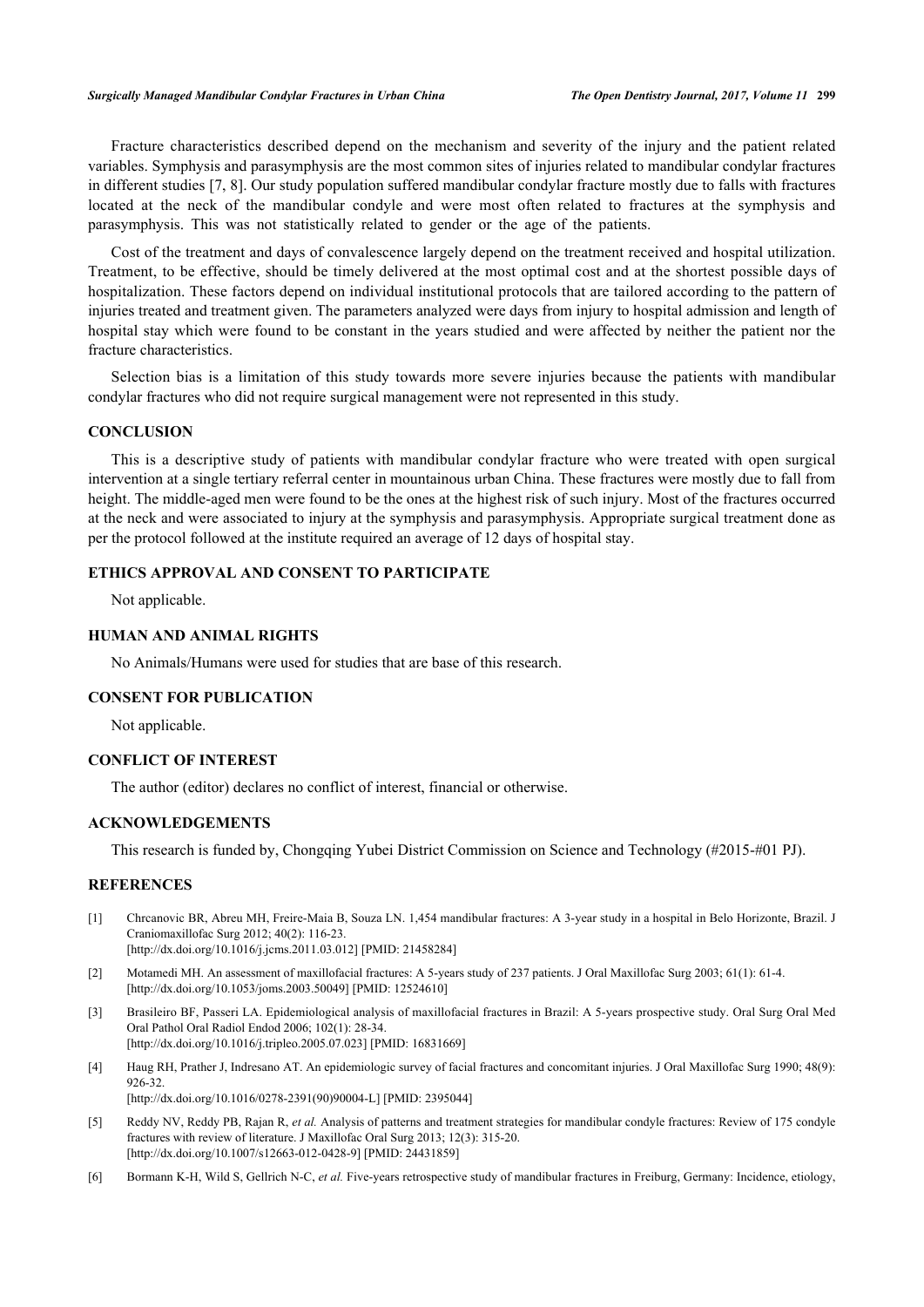Fracture characteristics described depend on the mechanism and severity of the injury and the patient related variables. Symphysis and parasymphysis are the most common sites of injuries related to mandibular condylar fractures in different studies [7, 8]. Our study population suffered mandibular condylar fracture mostly due to falls with fractures located at the neck of the mandibular condyle and were most often related to fractures at the symphysis and parasymphysis. This was not statistically related to gender or the age of the patients.

Cost of the treatment and days of convalescence largely depend on the treatment received and hospital utilization. Treatment, to be effective, should be timely delivered at the most optimal cost and at the shortest possible days of hospitalization. These factors depend on individual institutional protocols that are tailored according to the pattern of injuries treated and treatment given. The parameters analyzed were days from injury to hospital admission and length of hospital stay which were found to be constant in the years studied and were affected by neither the patient nor the fracture characteristics.

Selection bias is a limitation of this study towards more severe injuries because the patients with mandibular condylar fractures who did not require surgical management were not represented in this study.

## CONCLUSION

This is a descriptive study of patients with mandibular condylar fracture who were treated with open surgical intervention at a single tertiary referral center in mountainous urban China. These fractures were mostly due to fall from height. The middle-aged men were found to be the ones at the highest risk of such injury. Most of the fractures occurred at the neck and were associated to injury at the symphysis and parasymphysis. Appropriate surgical treatment done as per the protocol followed at the institute required an average of 12 days of hospital stay.

## ETHICS APPROVAL AND CONSENT TO PARTICIPATE

Not applicable.

## HUMAN AND ANIMAL RIGHTS

No Animals/Humans were used for studies that are base of this research.

## CONSENT FOR PUBLICATION

Not applicable.

## CONFLICT OF INTEREST

The author (editor) declares no conflict of interest, financial or otherwise.

## ACKNOWLEDGEMENTS

This research is funded by, Chongqing Yubei District Commission on Science and Technology (#2015-#01 PJ).

## REFERENCES

[1] Chrcanovic BR, Abreu MH, Freire-Maia B, Souza LN. 1,454 mandibular fractures: A 3-year study in a hospital in Belo Horizonte, Brazil. J Craniomaxillofac Surg 2012; 40(2): 116-23. [http://dx.doi.org/10.1016/j.jcms.2011.03.012] [PMID: 21458284]

[2] Motamedi MH. An assessment of maxillofacial fractures: A 5-years study of 237 patients. J Oral Maxillofac Surg 2003; 61(1): 61-4. [http://dx.doi.org/10.1053/joms.2003.50049] [PMID: 12524610]

[3] Brasileiro BF, Passeri LA. Epidemiological analysis of maxillofacial fractures in Brazil: A 5-years prospective study. Oral Surg Oral Med Oral Pathol Oral Radiol Endod 2006; 102(1): 28-34. [http://dx.doi.org/10.1016/j.tripleo.2005.07.023] [PMID: 16831669]

[4] Haug RH, Prather J, Indresano AT. An epidemiologic survey of facial fractures and concomitant injuries. J Oral Maxillofac Surg 1990; 48(9): 926-32. [http://dx.doi.org/10.1016/0278-2391(90)90004-L] [PMID: 2395044]

[5] Reddy NV, Reddy PB, Rajan R, *et al.* Analysis of patterns and treatment strategies for mandibular condyle fractures: Review of 175 condyle fractures with review of literature. J Maxillofac Oral Surg 2013; 12(3): 315-20. [http://dx.doi.org/10.1007/s12663-012-0428-9] [PMID: 24431859]

[6] Bormann K-H, Wild S, Gellrich N-C, *et al.* Five-years retrospective study of mandibular fractures in Freiburg, Germany: Incidence, etiology,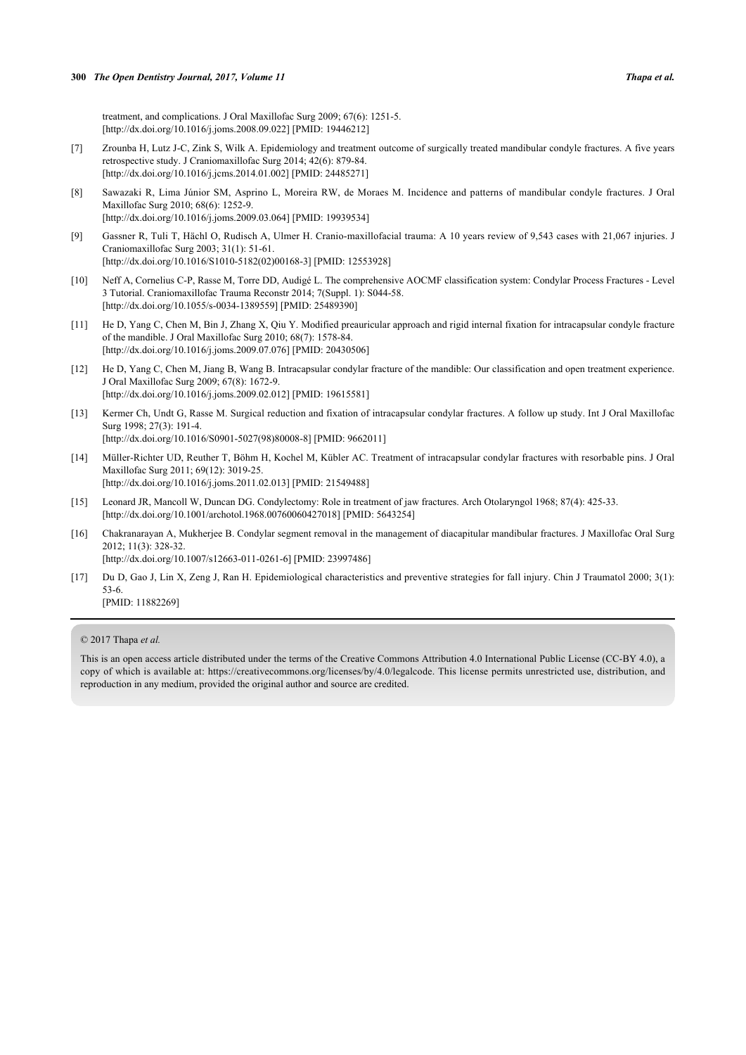treatment, and complications. J Oral Maxillofac Surg 2009; 67(6): 1251-5.
[http://dx.doi.org/10.1016/j.joms.2008.09.022] [PMID: 19446212]

[7] Zrounba H, Lutz J-C, Zink S, Wilk A. Epidemiology and treatment outcome of surgically treated mandibular condyle fractures. A five years retrospective study. J Craniomaxillofac Surg 2014; 42(6): 879-84.
[http://dx.doi.org/10.1016/j.jcms.2014.01.002] [PMID: 24485271]

[8] Sawazaki R, Lima Júnior SM, Asprino L, Moreira RW, de Moraes M. Incidence and patterns of mandibular condyle fractures. J Oral Maxillofac Surg 2010; 68(6): 1252-9.
[http://dx.doi.org/10.1016/j.joms.2009.03.064] [PMID: 19939534]

[9] Gassner R, Tuli T, Hächl O, Rudisch A, Ulmer H. Cranio-maxillofacial trauma: A 10 years review of 9,543 cases with 21,067 injuries. J Craniomaxillofac Surg 2003; 31(1): 51-61.
[http://dx.doi.org/10.1016/S1010-5182(02)00168-3] [PMID: 12553928]

[10] Neff A, Cornelius C-P, Rasse M, Torre DD, Audigé L. The comprehensive AOCMF classification system: Condylar Process Fractures - Level 3 Tutorial. Craniomaxillofac Trauma Reconstr 2014; 7(Suppl. 1): S044-58.
[http://dx.doi.org/10.1055/s-0034-1389559] [PMID: 25489390]

[11] He D, Yang C, Chen M, Bin J, Zhang X, Qiu Y. Modified preauricular approach and rigid internal fixation for intracapsular condyle fracture of the mandible. J Oral Maxillofac Surg 2010; 68(7): 1578-84.
[http://dx.doi.org/10.1016/j.joms.2009.07.076] [PMID: 20430506]

[12] He D, Yang C, Chen M, Jiang B, Wang B. Intracapsular condylar fracture of the mandible: Our classification and open treatment experience. J Oral Maxillofac Surg 2009; 67(8): 1672-9.
[http://dx.doi.org/10.1016/j.joms.2009.02.012] [PMID: 19615581]

[13] Kermer Ch, Undt G, Rasse M. Surgical reduction and fixation of intracapsular condylar fractures. A follow up study. Int J Oral Maxillofac Surg 1998; 27(3): 191-4.
[http://dx.doi.org/10.1016/S0901-5027(98)80008-8] [PMID: 9662011]

[14] Müller-Richter UD, Reuther T, Böhm H, Kochel M, Kübler AC. Treatment of intracapsular condylar fractures with resorbable pins. J Oral Maxillofac Surg 2011; 69(12): 3019-25.
[http://dx.doi.org/10.1016/j.joms.2011.02.013] [PMID: 21549488]

[15] Leonard JR, Mancoll W, Duncan DG. Condylectomy: Role in treatment of jaw fractures. Arch Otolaryngol 1968; 87(4): 425-33.
[http://dx.doi.org/10.1001/archotol.1968.00760060427018] [PMID: 5643254]

[16] Chakranarayan A, Mukherjee B. Condylar segment removal in the management of diacapitular mandibular fractures. J Maxillofac Oral Surg 2012; 11(3): 328-32.
[http://dx.doi.org/10.1007/s12663-011-0261-6] [PMID: 23997486]

[17] Du D, Gao J, Lin X, Zeng J, Ran H. Epidemiological characteristics and preventive strategies for fall injury. Chin J Traumatol 2000; 3(1): 53-6.
[PMID: 11882269]

© 2017 Thapa *et al.*

This is an open access article distributed under the terms of the Creative Commons Attribution 4.0 International Public License (CC-BY 4.0), a copy of which is available at: https://creativecommons.org/licenses/by/4.0/legalcode. This license permits unrestricted use, distribution, and reproduction in any medium, provided the original author and source are credited.